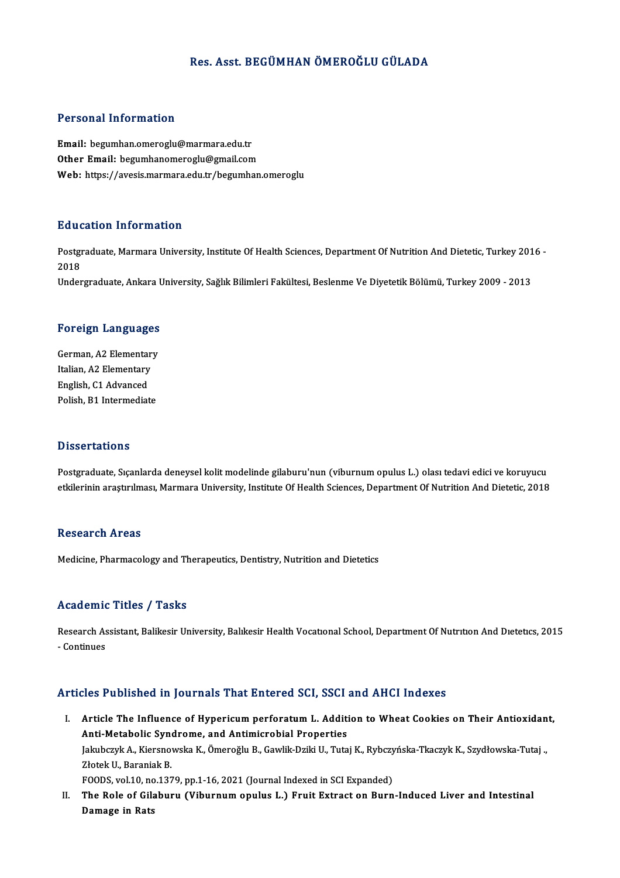# Res. Asst. BEGÜMHAN ÖMEROĞLU GÜLADA

## Personal Information

**Email:** begumhan.omeroglu@marmara.edu.tr
**Other Email:** begumhanomeroglu@gmail.com
**Web:** https://avesis.marmara.edu.tr/begumhan.omeroglu

## Education Information

Postgraduate, Marmara University, Institute Of Health Sciences, Department Of Nutrition And Dietetic, Turkey 2016 - 2018
Undergraduate, Ankara University, Sağlık Bilimleri Fakültesi, Beslenme Ve Diyetetik Bölümü, Turkey 2009 - 2013

## Foreign Languages

German, A2 Elementary
Italian, A2 Elementary
English, C1 Advanced
Polish, B1 Intermediate

## Dissertations

Postgraduate, Sıçanlarda deneysel kolit modelinde gilaburu'nun (viburnum opulus L.) olası tedavi edici ve koruyucu etkilerinin araştırılması, Marmara University, Institute Of Health Sciences, Department Of Nutrition And Dietetic, 2018

## Research Areas

Medicine, Pharmacology and Therapeutics, Dentistry, Nutrition and Dietetics

## Academic Titles / Tasks

Research Assistant, Balikesir University, Balıkesir Health Vocatıonal School, Department Of Nutrıtıon And Dıetetıcs, 2015 - Continues

## Articles Published in Journals That Entered SCI, SSCI and AHCI Indexes

I. **Article The Influence of Hypericum perforatum L. Addition to Wheat Cookies on Their Antioxidant, Anti-Metabolic Syndrome, and Antimicrobial Properties**
   Jakubczyk A., Kiersnowska K., Ömeroğlu B., Gawlik-Dziki U., Tutaj K., Rybczyńska-Tkaczyk K., Szydłowska-Tutaj ., Złotek U., Baraniak B.
   FOODS, vol.10, no.1379, pp.1-16, 2021 (Journal Indexed in SCI Expanded)
II. **The Role of Gilaburu (Viburnum opulus L.) Fruit Extract on Burn-Induced Liver and Intestinal Damage in Rats**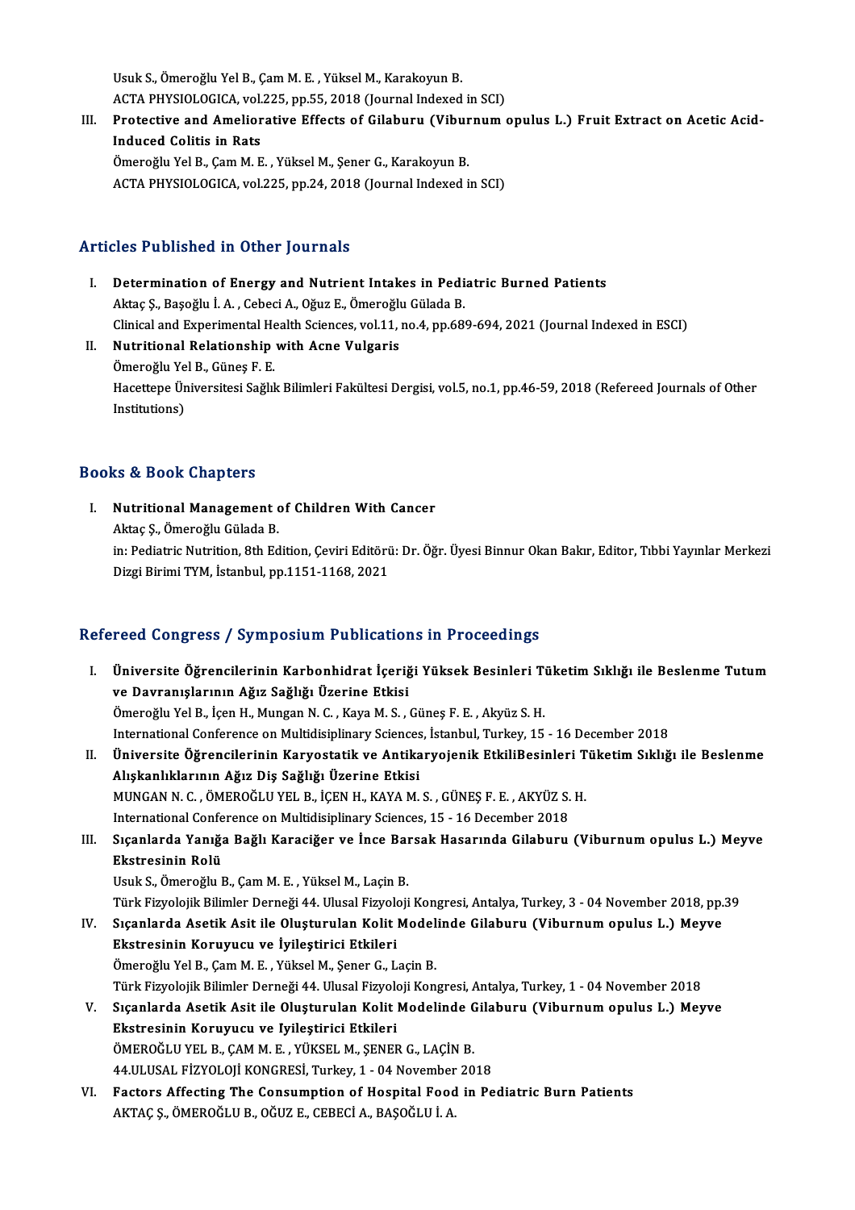Usuk S., Ömeroğlu Yel B., Çam M. E. , Yüksel M., Karakoyun B.
ACTA PHYSIOLOGICA, vol.225, pp.55, 2018 (Journal Indexed in SCI)

III. **Protective and Ameliorative Effects of Gilaburu (Viburnum opulus L.) Fruit Extract on Acetic Acid-Induced Colitis in Rats**
Ömeroğlu Yel B., Çam M. E. , Yüksel M., Şener G., Karakoyun B.
ACTA PHYSIOLOGICA, vol.225, pp.24, 2018 (Journal Indexed in SCI)

## Articles Published in Other Journals

I. **Determination of Energy and Nutrient Intakes in Pediatric Burned Patients**
Aktaç Ş., Başoğlu İ. A. , Cebeci A., Oğuz E., Ömeroğlu Gülada B.
Clinical and Experimental Health Sciences, vol.11, no.4, pp.689-694, 2021 (Journal Indexed in ESCI)

II. **Nutritional Relationship with Acne Vulgaris**
Ömeroğlu Yel B., Güneş F. E.
Hacettepe Üniversitesi Sağlık Bilimleri Fakültesi Dergisi, vol.5, no.1, pp.46-59, 2018 (Refereed Journals of Other Institutions)

## Books & Book Chapters

I. **Nutritional Management of Children With Cancer**
Aktaç Ş., Ömeroğlu Gülada B.
in: Pediatric Nutrition, 8th Edition, Çeviri Editörü: Dr. Öğr. Üyesi Binnur Okan Bakır, Editor, Tıbbi Yayınlar Merkezi Dizgi Birimi TYM, İstanbul, pp.1151-1168, 2021

## Refereed Congress / Symposium Publications in Proceedings

I. **Üniversite Öğrencilerinin Karbonhidrat İçeriği Yüksek Besinleri Tüketim Sıklığı ile Beslenme Tutum ve Davranışlarının Ağız Sağlığı Üzerine Etkisi**
Ömeroğlu Yel B., İçen H., Mungan N. C. , Kaya M. S. , Güneş F. E. , Akyüz S. H.
International Conference on Multidisiplinary Sciences, İstanbul, Turkey, 15 - 16 December 2018

II. **Üniversite Öğrencilerinin Karyostatik ve Antikaryojenik EtkiliBesinleri Tüketim Sıklığı ile Beslenme Alışkanlıklarının Ağız Diş Sağlığı Üzerine Etkisi**
MUNGAN N. C. , ÖMEROĞLU YEL B., İÇEN H., KAYA M. S. , GÜNEŞ F. E. , AKYÜZ S. H.
International Conference on Multidisiplinary Sciences, 15 - 16 December 2018

III. **Sıçanlarda Yanığa Bağlı Karaciğer ve İnce Barsak Hasarında Gilaburu (Viburnum opulus L.) Meyve Ekstresinin Rolü**
Usuk S., Ömeroğlu B., Çam M. E. , Yüksel M., Laçin B.
Türk Fizyolojik Bilimler Derneği 44. Ulusal Fizyoloji Kongresi, Antalya, Turkey, 3 - 04 November 2018, pp.39

IV. **Sıçanlarda Asetik Asit ile Oluşturulan Kolit Modelinde Gilaburu (Viburnum opulus L.) Meyve Ekstresinin Koruyucu ve İyileştirici Etkileri**
Ömeroğlu Yel B., Çam M. E. , Yüksel M., Şener G., Laçin B.
Türk Fizyolojik Bilimler Derneği 44. Ulusal Fizyoloji Kongresi, Antalya, Turkey, 1 - 04 November 2018

V. **Sıçanlarda Asetik Asit ile Oluşturulan Kolit Modelinde Gilaburu (Viburnum opulus L.) Meyve Ekstresinin Koruyucu ve Iyileştirici Etkileri**
ÖMEROĞLU YEL B., ÇAM M. E. , YÜKSEL M., ŞENER G., LAÇİN B.
44.ULUSAL FİZYOLOJİ KONGRESİ, Turkey, 1 - 04 November 2018

VI. **Factors Affecting The Consumption of Hospital Food in Pediatric Burn Patients**
AKTAÇ Ş., ÖMEROĞLU B., OĞUZ E., CEBECİ A., BAŞOĞLU İ. A.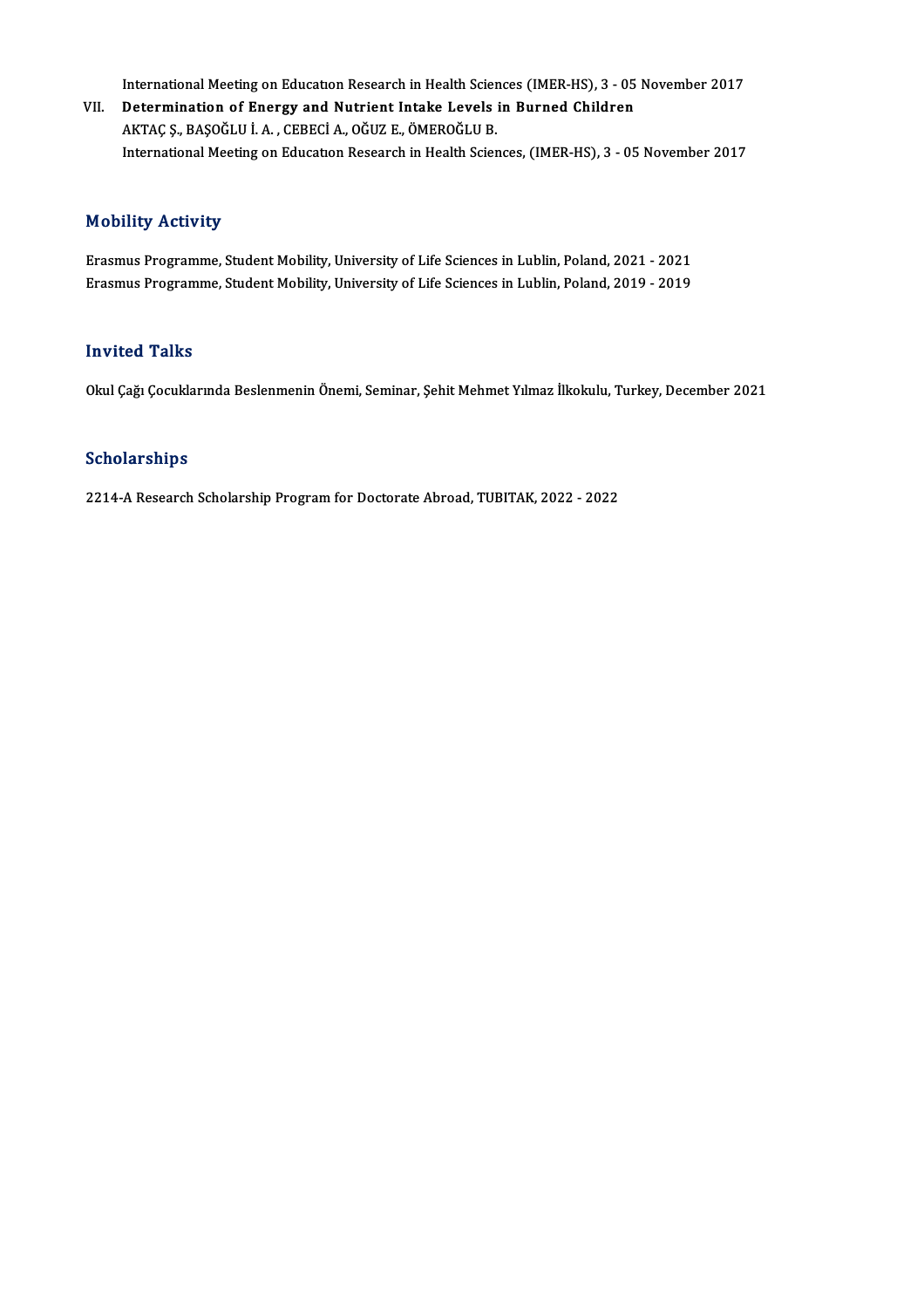International Meeting on Education Research in Health Sciences (IMER-HS), 3 - 05 November 2017

VII. **Determination of Energy and Nutrient Intake Levels in Burned Children**
AKTAÇ Ş., BAŞOĞLU İ. A. , CEBECİ A., OĞUZ E., ÖMEROĞLU B.
International Meeting on Education Research in Health Sciences, (IMER-HS), 3 - 05 November 2017

## Mobility Activity

Erasmus Programme, Student Mobility, University of Life Sciences in Lublin, Poland, 2021 - 2021
Erasmus Programme, Student Mobility, University of Life Sciences in Lublin, Poland, 2019 - 2019

## Invited Talks

Okul Çağı Çocuklarında Beslenmenin Önemi, Seminar, Şehit Mehmet Yılmaz İlkokulu, Turkey, December 2021

## Scholarships

2214-A Research Scholarship Program for Doctorate Abroad, TUBITAK, 2022 - 2022